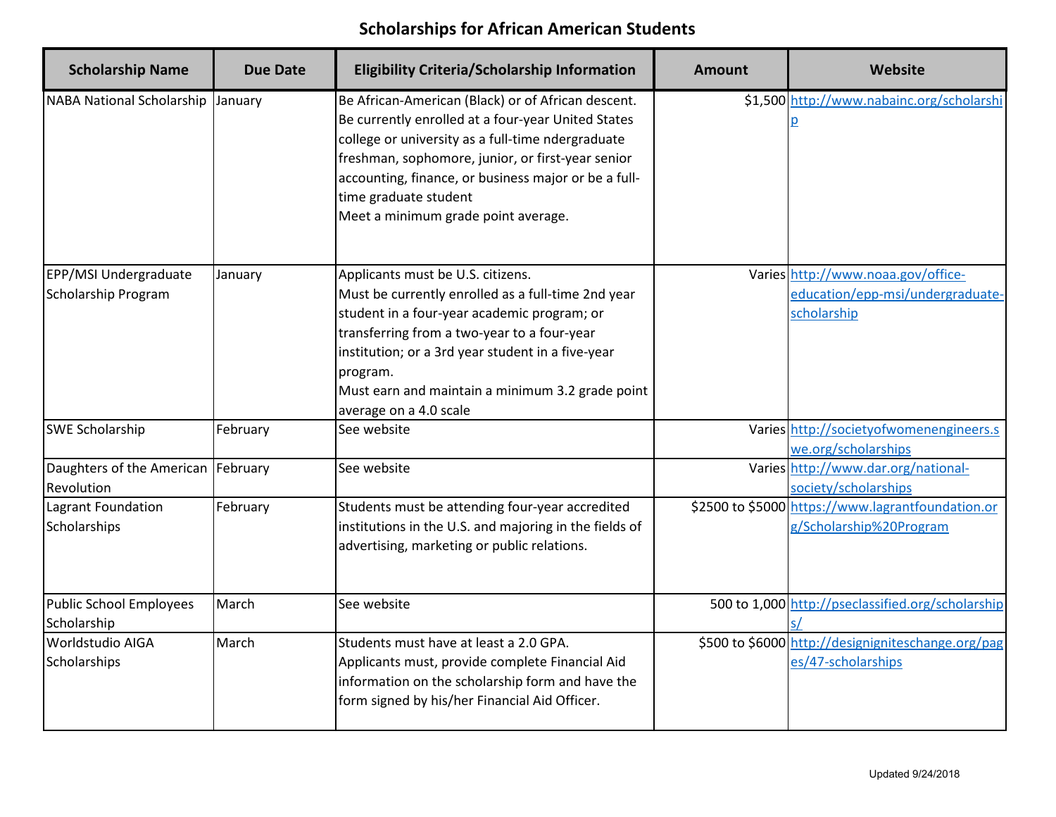# Scholarships for African American Students

| Scholarship Name | Due Date | Eligibility Criteria/Scholarship Information | Amount | Website |
|---|---|---|---|---|
| NABA National Scholarship | January | Be African-American (Black) or of African descent. Be currently enrolled at a four-year United States college or university as a full-time ndergraduate freshman, sophomore, junior, or first-year senior accounting, finance, or business major or be a full-time graduate student<br>Meet a minimum grade point average. | $1,500 | http://www.nabainc.org/scholarship |
| EPP/MSI Undergraduate Scholarship Program | January | Applicants must be U.S. citizens.<br>Must be currently enrolled as a full-time 2nd year student in a four-year academic program; or transferring from a two-year to a four-year institution; or a 3rd year student in a five-year program.<br>Must earn and maintain a minimum 3.2 grade point average on a 4.0 scale | Varies | http://www.noaa.gov/office-education/epp-msi/undergraduate-scholarship |
| SWE Scholarship | February | See website | Varies | http://societyofwomenengineers.swe.org/scholarships |
| Daughters of the American Revolution | February | See website | Varies | http://www.dar.org/national-society/scholarships |
| Lagrant Foundation Scholarships | February | Students must be attending four-year accredited institutions in the U.S. and majoring in the fields of advertising, marketing or public relations. | $2500 to $5000 | https://www.lagrantfoundation.org/Scholarship%20Program |
| Public School Employees Scholarship | March | See website | 500 to 1,000 | http://pseclassified.org/scholarships/ |
| Worldstudio AIGA Scholarships | March | Students must have at least a 2.0 GPA.<br>Applicants must, provide complete Financial Aid information on the scholarship form and have the form signed by his/her Financial Aid Officer. | $500 to $6000 | http://designigniteschange.org/pages/47-scholarships |

Updated 9/24/2018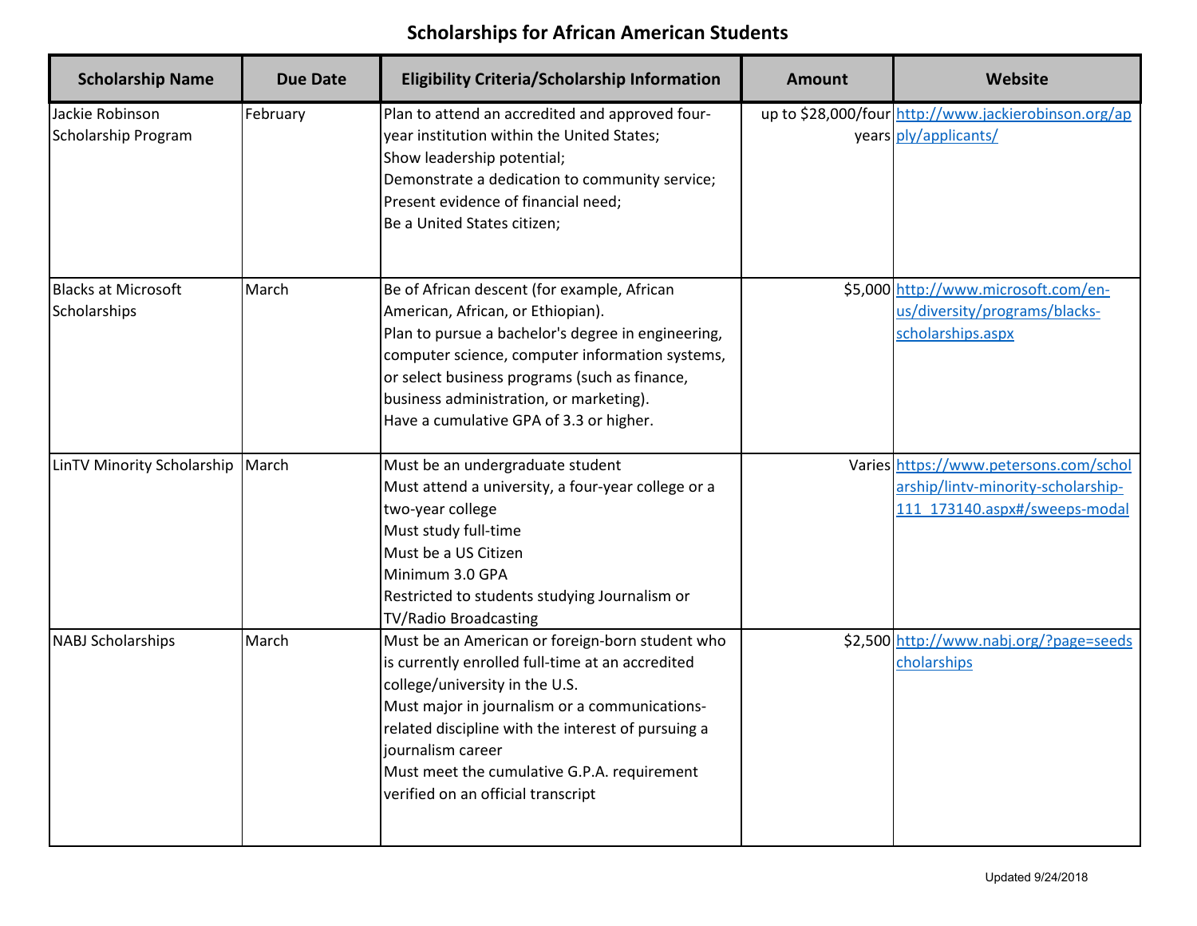# Scholarships for African American Students

| Scholarship Name | Due Date | Eligibility Criteria/Scholarship Information | Amount | Website |
|---|---|---|---|---|
| Jackie Robinson Scholarship Program | February | Plan to attend an accredited and approved four-year institution within the United States;<br>Show leadership potential;<br>Demonstrate a dedication to community service;<br>Present evidence of financial need;<br>Be a United States citizen; | up to $28,000/four years | http://www.jackierobinson.org/apply/applicants/ |
| Blacks at Microsoft Scholarships | March | Be of African descent (for example, African American, African, or Ethiopian).<br>Plan to pursue a bachelor's degree in engineering, computer science, computer information systems, or select business programs (such as finance, business administration, or marketing).<br>Have a cumulative GPA of 3.3 or higher. | $5,000 | http://www.microsoft.com/en-us/diversity/programs/blacks-scholarships.aspx |
| LinTV Minority Scholarship | March | Must be an undergraduate student<br>Must attend a university, a four-year college or a two-year college<br>Must study full-time<br>Must be a US Citizen<br>Minimum 3.0 GPA<br>Restricted to students studying Journalism or TV/Radio Broadcasting | Varies | https://www.petersons.com/scholarship/lintv-minority-scholarship-111_173140.aspx#/sweeps-modal |
| NABJ Scholarships | March | Must be an American or foreign-born student who is currently enrolled full-time at an accredited college/university in the U.S.<br>Must major in journalism or a communications-related discipline with the interest of pursuing a journalism career<br>Must meet the cumulative G.P.A. requirement verified on an official transcript | $2,500 | http://www.nabj.org/?page=seedscholarships |

Updated 9/24/2018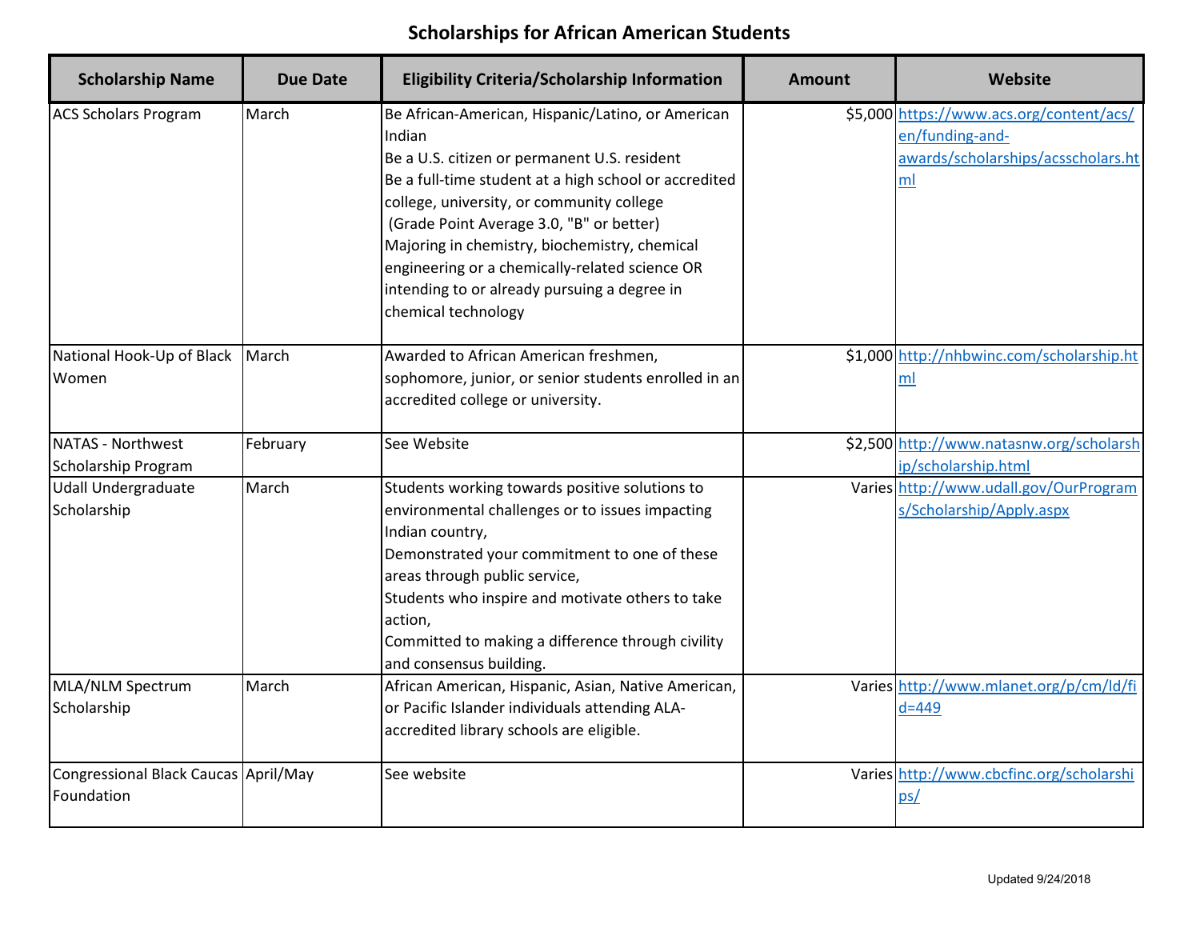# Scholarships for African American Students

| Scholarship Name | Due Date | Eligibility Criteria/Scholarship Information | Amount | Website |
|---|---|---|---|---|
| ACS Scholars Program | March | Be African-American, Hispanic/Latino, or American Indian<br>Be a U.S. citizen or permanent U.S. resident<br>Be a full-time student at a high school or accredited college, university, or community college<br>(Grade Point Average 3.0, "B" or better)<br>Majoring in chemistry, biochemistry, chemical engineering or a chemically-related science OR intending to or already pursuing a degree in chemical technology | $5,000 | https://www.acs.org/content/acs/en/funding-and-awards/scholarships/acsscholars.html |
| National Hook-Up of Black Women | March | Awarded to African American freshmen, sophomore, junior, or senior students enrolled in an accredited college or university. | $1,000 | http://nhbwinc.com/scholarship.html |
| NATAS - Northwest Scholarship Program | February | See Website | $2,500 | http://www.natasnw.org/scholarship/scholarship.html |
| Udall Undergraduate Scholarship | March | Students working towards positive solutions to environmental challenges or to issues impacting Indian country,<br>Demonstrated your commitment to one of these areas through public service,<br>Students who inspire and motivate others to take action,<br>Committed to making a difference through civility and consensus building. | Varies | http://www.udall.gov/OurPrograms/Scholarship/Apply.aspx |
| MLA/NLM Spectrum Scholarship | March | African American, Hispanic, Asian, Native American, or Pacific Islander individuals attending ALA-accredited library schools are eligible. | Varies | http://www.mlanet.org/p/cm/ld/fid=449 |
| Congressional Black Caucas Foundation | April/May | See website | Varies | http://www.cbcfinc.org/scholarships/ |

Updated 9/24/2018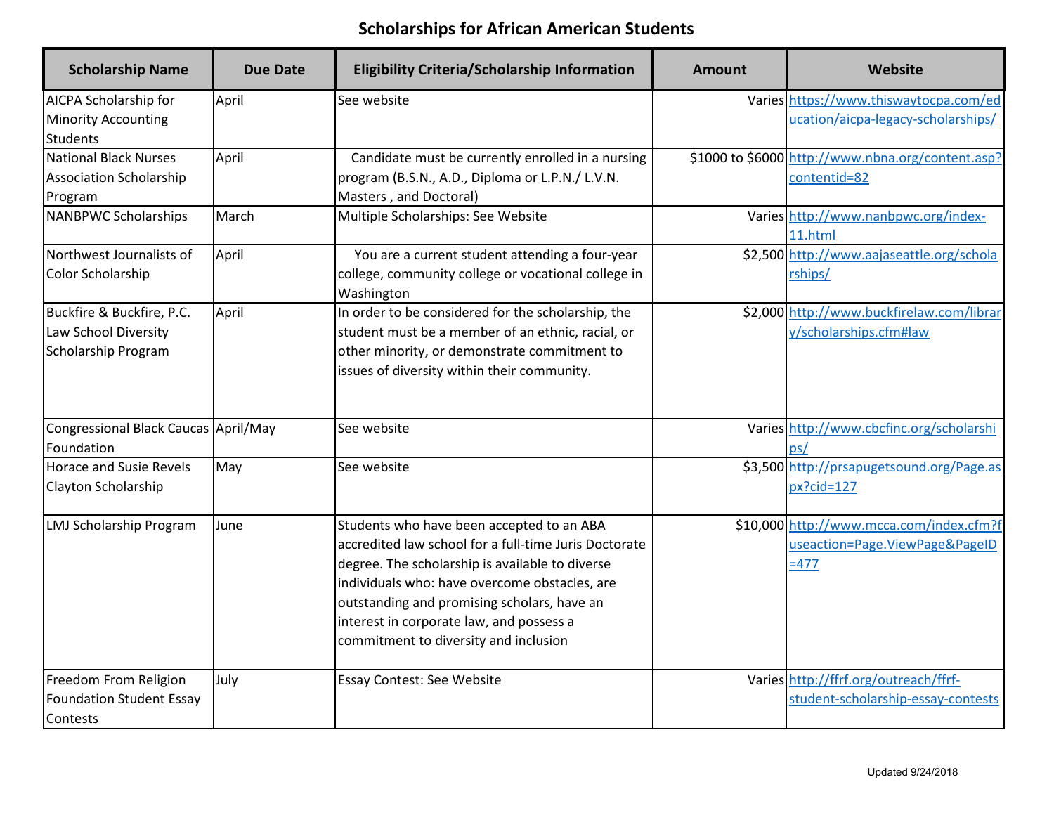# Scholarships for African American Students

| Scholarship Name | Due Date | Eligibility Criteria/Scholarship Information | Amount | Website |
|---|---|---|---|---|
| AICPA Scholarship for Minority Accounting Students | April | See website | Varies | https://www.thiswaytocpa.com/education/aicpa-legacy-scholarships/ |
| National Black Nurses Association Scholarship Program | April | Candidate must be currently enrolled in a nursing program (B.S.N., A.D., Diploma or L.P.N./ L.V.N. Masters , and Doctoral) | $1000 to $6000 | http://www.nbna.org/content.asp?contentid=82 |
| NANBPWC Scholarships | March | Multiple Scholarships: See Website | Varies | http://www.nanbpwc.org/index-11.html |
| Northwest Journalists of Color Scholarship | April | You are a current student attending a four-year college, community college or vocational college in Washington | $2,500 | http://www.aajaseattle.org/scholarships/ |
| Buckfire & Buckfire, P.C. Law School Diversity Scholarship Program | April | In order to be considered for the scholarship, the student must be a member of an ethnic, racial, or other minority, or demonstrate commitment to issues of diversity within their community. | $2,000 | http://www.buckfirelaw.com/library/scholarships.cfm#law |
| Congressional Black Caucas Foundation | April/May | See website | Varies | http://www.cbcfinc.org/scholarships/ |
| Horace and Susie Revels Clayton Scholarship | May | See website | $3,500 | http://prsapugetsound.org/Page.aspx?cid=127 |
| LMJ Scholarship Program | June | Students who have been accepted to an ABA accredited law school for a full-time Juris Doctorate degree. The scholarship is available to diverse individuals who: have overcome obstacles, are outstanding and promising scholars, have an interest in corporate law, and possess a commitment to diversity and inclusion | $10,000 | http://www.mcca.com/index.cfm?fuseaction=Page.ViewPage&PageID=477 |
| Freedom From Religion Foundation Student Essay Contests | July | Essay Contest: See Website | Varies | http://ffrf.org/outreach/ffrf-student-scholarship-essay-contests |

Updated 9/24/2018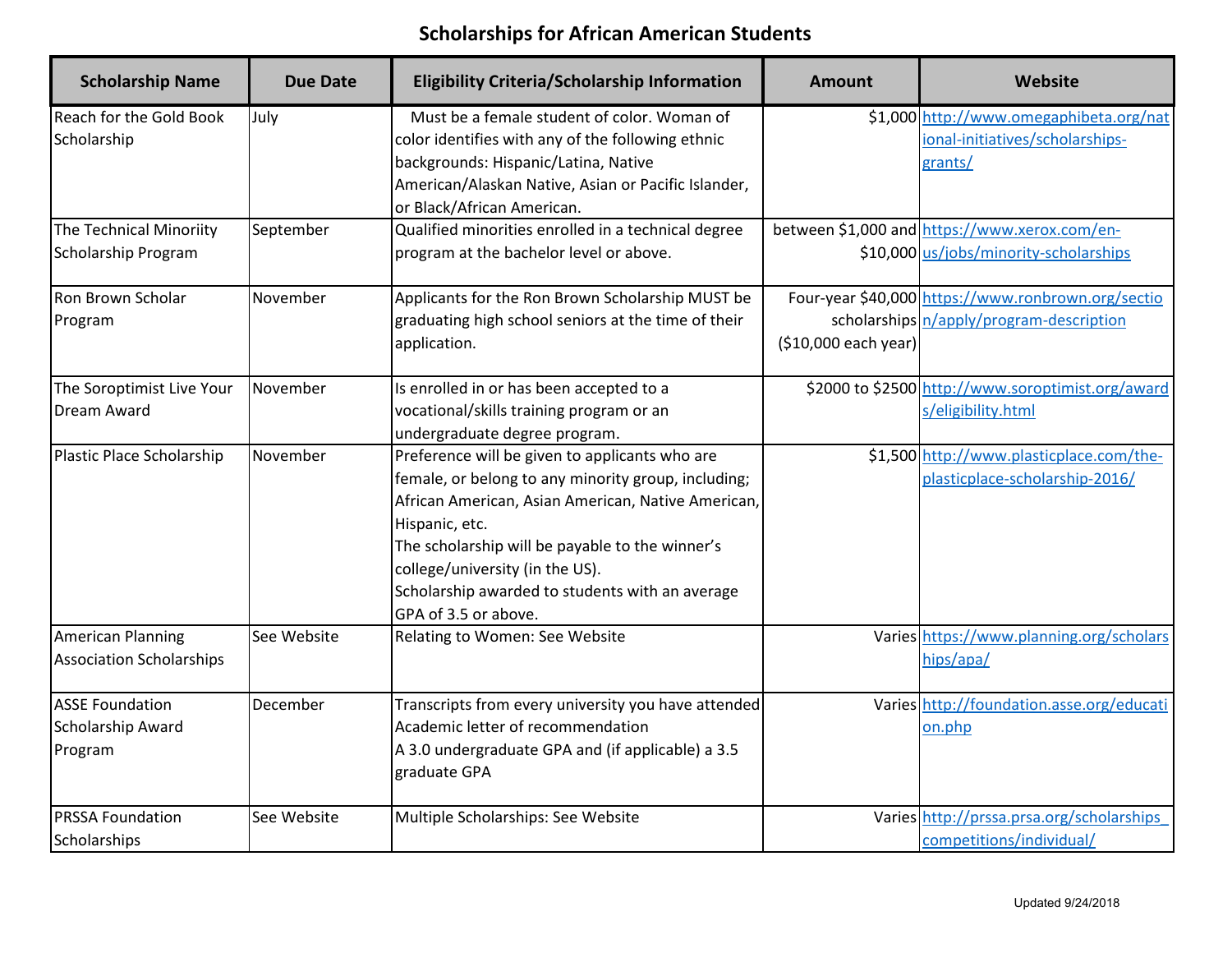# Scholarships for African American Students

| Scholarship Name | Due Date | Eligibility Criteria/Scholarship Information | Amount | Website |
|---|---|---|---|---|
| Reach for the Gold Book Scholarship | July | Must be a female student of color. Woman of color identifies with any of the following ethnic backgrounds: Hispanic/Latina, Native American/Alaskan Native, Asian or Pacific Islander, or Black/African American. | $1,000 | http://www.omegaphibeta.org/national-initiatives/scholarships-grants/ |
| The Technical Minoriity Scholarship Program | September | Qualified minorities enrolled in a technical degree program at the bachelor level or above. | between $1,000 and $10,000 | https://www.xerox.com/en-us/jobs/minority-scholarships |
| Ron Brown Scholar Program | November | Applicants for the Ron Brown Scholarship MUST be graduating high school seniors at the time of their application. | Four-year $40,000 scholarships ($10,000 each year) | https://www.ronbrown.org/section/apply/program-description |
| The Soroptimist Live Your Dream Award | November | Is enrolled in or has been accepted to a vocational/skills training program or an undergraduate degree program. | $2000 to $2500 | http://www.soroptimist.org/awards/eligibility.html |
| Plastic Place Scholarship | November | Preference will be given to applicants who are female, or belong to any minority group, including; African American, Asian American, Native American, Hispanic, etc.<br>The scholarship will be payable to the winner's college/university (in the US).<br>Scholarship awarded to students with an average GPA of 3.5 or above. | $1,500 | http://www.plasticplace.com/the-plasticplace-scholarship-2016/ |
| American Planning Association Scholarships | See Website | Relating to Women: See Website | Varies | https://www.planning.org/scholarships/apa/ |
| ASSE Foundation Scholarship Award Program | December | Transcripts from every university you have attended<br>Academic letter of recommendation<br>A 3.0 undergraduate GPA and (if applicable) a 3.5 graduate GPA | Varies | http://foundation.asse.org/education.php |
| PRSSA Foundation Scholarships | See Website | Multiple Scholarships: See Website | Varies | http://prssa.prsa.org/scholarships_competitions/individual/ |

Updated 9/24/2018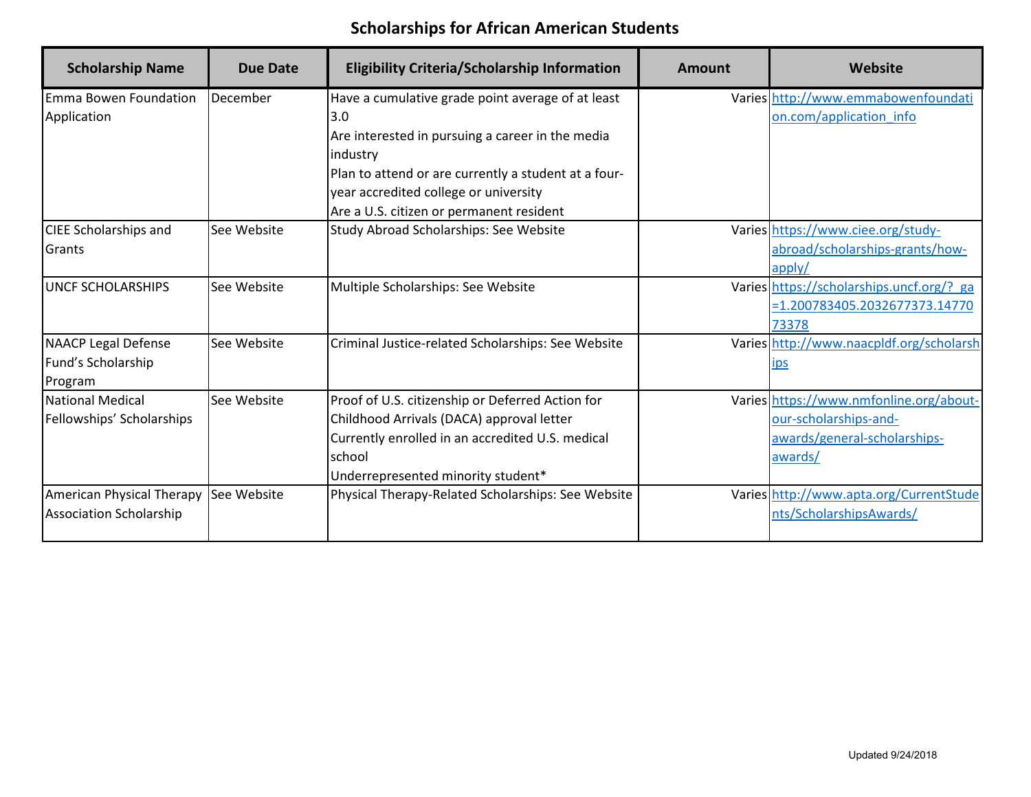# Scholarships for African American Students

| Scholarship Name | Due Date | Eligibility Criteria/Scholarship Information | Amount | Website |
|---|---|---|---|---|
| Emma Bowen Foundation Application | December | Have a cumulative grade point average of at least 3.0<br>Are interested in pursuing a career in the media industry<br>Plan to attend or are currently a student at a four-year accredited college or university<br>Are a U.S. citizen or permanent resident | Varies | http://www.emmabowenfoundation.com/application_info |
| CIEE Scholarships and Grants | See Website | Study Abroad Scholarships: See Website | Varies | https://www.ciee.org/study-abroad/scholarships-grants/how-apply/ |
| UNCF SCHOLARSHIPS | See Website | Multiple Scholarships: See Website | Varies | https://scholarships.uncf.org/?_ga=1.200783405.2032677373.1477073378 |
| NAACP Legal Defense Fund's Scholarship Program | See Website | Criminal Justice-related Scholarships: See Website | Varies | http://www.naacpldf.org/scholarships |
| National Medical Fellowships' Scholarships | See Website | Proof of U.S. citizenship or Deferred Action for Childhood Arrivals (DACA) approval letter<br>Currently enrolled in an accredited U.S. medical school<br>Underrepresented minority student* | Varies | https://www.nmfonline.org/about-our-scholarships-and-awards/general-scholarships-awards/ |
| American Physical Therapy Association Scholarship | See Website | Physical Therapy-Related Scholarships: See Website | Varies | http://www.apta.org/CurrentStudents/ScholarshipsAwards/ |

Updated 9/24/2018